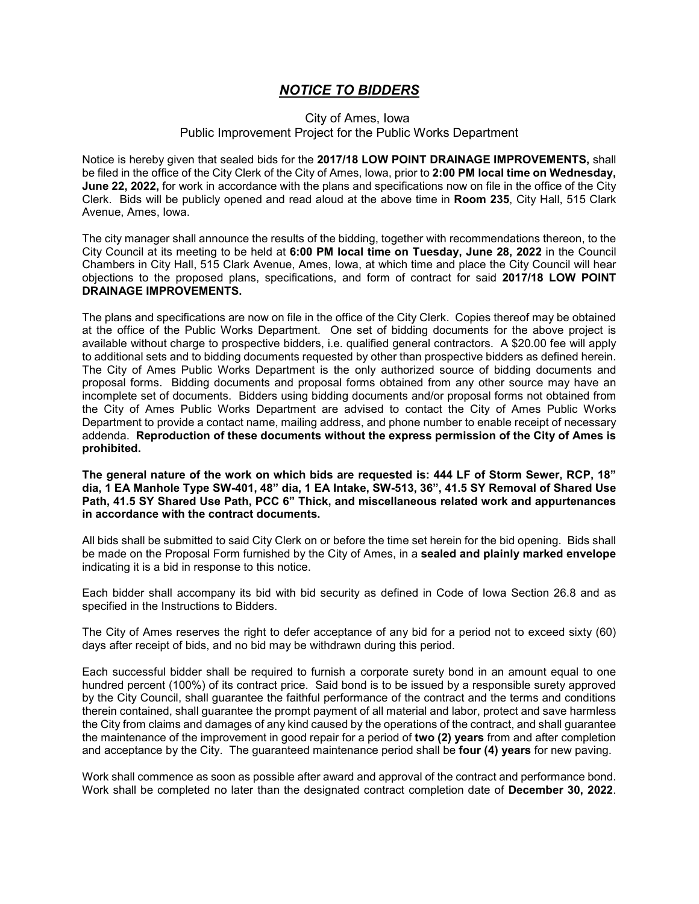# ***NOTICE TO BIDDERS***

City of Ames, Iowa
Public Improvement Project for the Public Works Department

Notice is hereby given that sealed bids for the **2017/18 LOW POINT DRAINAGE IMPROVEMENTS,** shall be filed in the office of the City Clerk of the City of Ames, Iowa, prior to **2:00 PM local time on Wednesday, June 22, 2022,** for work in accordance with the plans and specifications now on file in the office of the City Clerk. Bids will be publicly opened and read aloud at the above time in **Room 235**, City Hall, 515 Clark Avenue, Ames, Iowa.

The city manager shall announce the results of the bidding, together with recommendations thereon, to the City Council at its meeting to be held at **6:00 PM local time on Tuesday, June 28, 2022** in the Council Chambers in City Hall, 515 Clark Avenue, Ames, Iowa, at which time and place the City Council will hear objections to the proposed plans, specifications, and form of contract for said **2017/18 LOW POINT DRAINAGE IMPROVEMENTS.**

The plans and specifications are now on file in the office of the City Clerk. Copies thereof may be obtained at the office of the Public Works Department. One set of bidding documents for the above project is available without charge to prospective bidders, i.e. qualified general contractors. A $20.00 fee will apply to additional sets and to bidding documents requested by other than prospective bidders as defined herein. The City of Ames Public Works Department is the only authorized source of bidding documents and proposal forms. Bidding documents and proposal forms obtained from any other source may have an incomplete set of documents. Bidders using bidding documents and/or proposal forms not obtained from the City of Ames Public Works Department are advised to contact the City of Ames Public Works Department to provide a contact name, mailing address, and phone number to enable receipt of necessary addenda. **Reproduction of these documents without the express permission of the City of Ames is prohibited.**

**The general nature of the work on which bids are requested is: 444 LF of Storm Sewer, RCP, 18" dia, 1 EA Manhole Type SW-401, 48" dia, 1 EA Intake, SW-513, 36", 41.5 SY Removal of Shared Use Path, 41.5 SY Shared Use Path, PCC 6" Thick, and miscellaneous related work and appurtenances in accordance with the contract documents.**

All bids shall be submitted to said City Clerk on or before the time set herein for the bid opening. Bids shall be made on the Proposal Form furnished by the City of Ames, in a **sealed and plainly marked envelope** indicating it is a bid in response to this notice.

Each bidder shall accompany its bid with bid security as defined in Code of Iowa Section 26.8 and as specified in the Instructions to Bidders.

The City of Ames reserves the right to defer acceptance of any bid for a period not to exceed sixty (60) days after receipt of bids, and no bid may be withdrawn during this period.

Each successful bidder shall be required to furnish a corporate surety bond in an amount equal to one hundred percent (100%) of its contract price. Said bond is to be issued by a responsible surety approved by the City Council, shall guarantee the faithful performance of the contract and the terms and conditions therein contained, shall guarantee the prompt payment of all material and labor, protect and save harmless the City from claims and damages of any kind caused by the operations of the contract, and shall guarantee the maintenance of the improvement in good repair for a period of **two (2) years** from and after completion and acceptance by the City. The guaranteed maintenance period shall be **four (4) years** for new paving.

Work shall commence as soon as possible after award and approval of the contract and performance bond. Work shall be completed no later than the designated contract completion date of **December 30, 2022**.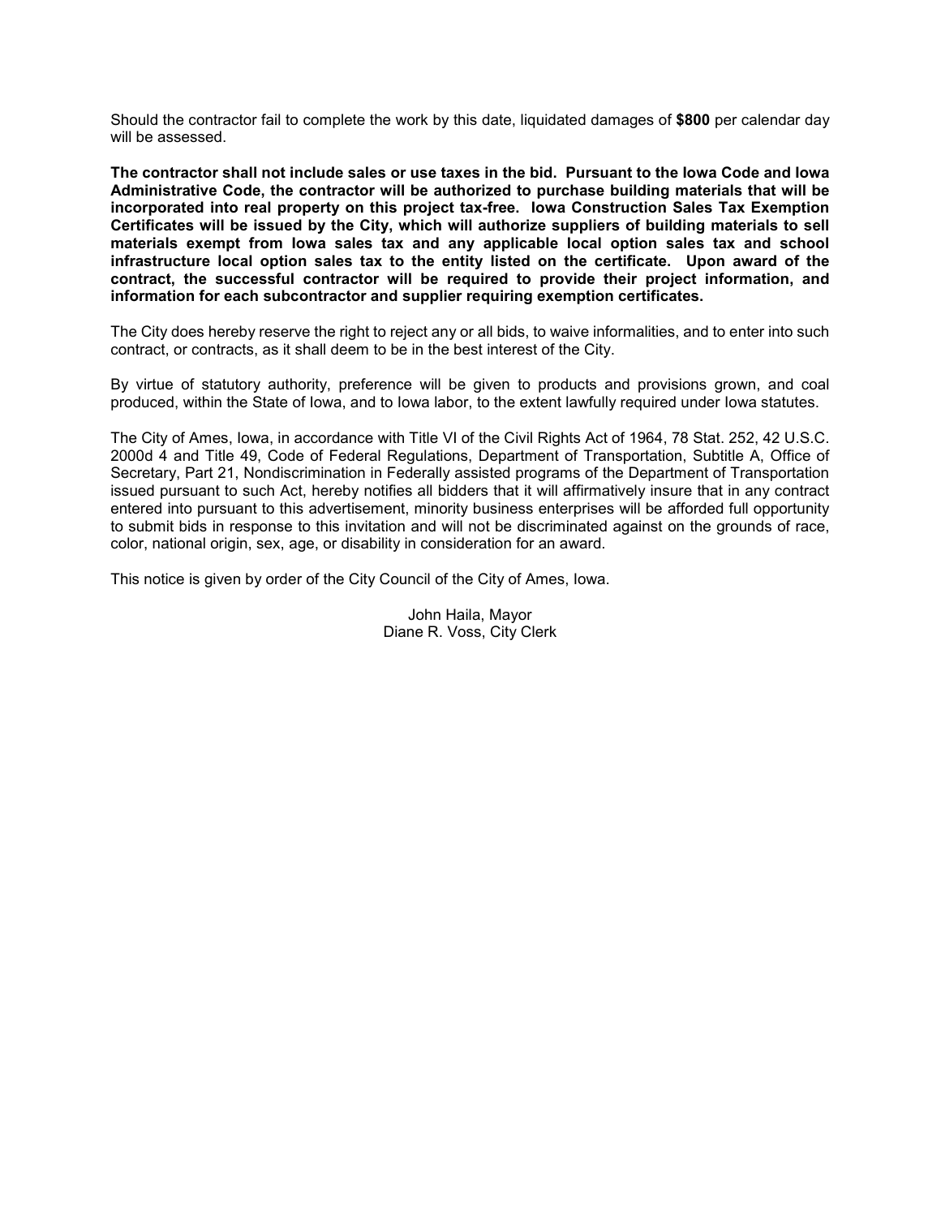Should the contractor fail to complete the work by this date, liquidated damages of **$800** per calendar day will be assessed.

**The contractor shall not include sales or use taxes in the bid. Pursuant to the Iowa Code and Iowa Administrative Code, the contractor will be authorized to purchase building materials that will be incorporated into real property on this project tax-free. Iowa Construction Sales Tax Exemption Certificates will be issued by the City, which will authorize suppliers of building materials to sell materials exempt from Iowa sales tax and any applicable local option sales tax and school infrastructure local option sales tax to the entity listed on the certificate. Upon award of the contract, the successful contractor will be required to provide their project information, and information for each subcontractor and supplier requiring exemption certificates.**

The City does hereby reserve the right to reject any or all bids, to waive informalities, and to enter into such contract, or contracts, as it shall deem to be in the best interest of the City.

By virtue of statutory authority, preference will be given to products and provisions grown, and coal produced, within the State of Iowa, and to Iowa labor, to the extent lawfully required under Iowa statutes.

The City of Ames, Iowa, in accordance with Title VI of the Civil Rights Act of 1964, 78 Stat. 252, 42 U.S.C. 2000d 4 and Title 49, Code of Federal Regulations, Department of Transportation, Subtitle A, Office of Secretary, Part 21, Nondiscrimination in Federally assisted programs of the Department of Transportation issued pursuant to such Act, hereby notifies all bidders that it will affirmatively insure that in any contract entered into pursuant to this advertisement, minority business enterprises will be afforded full opportunity to submit bids in response to this invitation and will not be discriminated against on the grounds of race, color, national origin, sex, age, or disability in consideration for an award.

This notice is given by order of the City Council of the City of Ames, Iowa.

John Haila, Mayor
Diane R. Voss, City Clerk